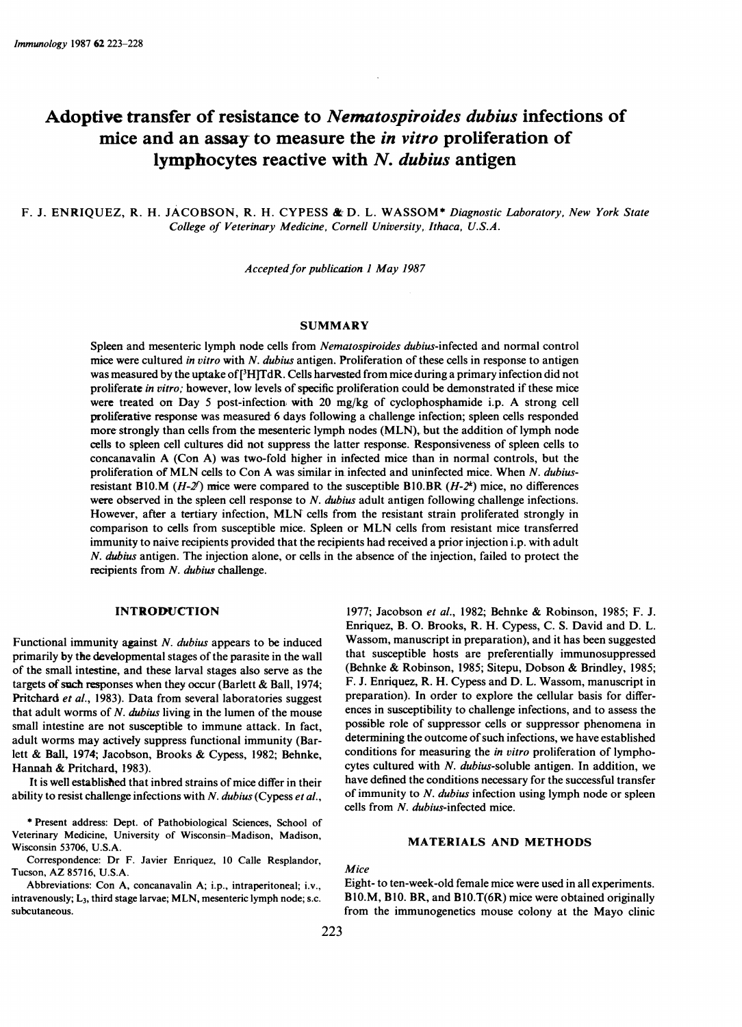# Adoptive transfer of resistance to *Nematospiroides dubius* infections of mice and an assay to measure the *in vitro* proliferation of lymphocytes reactive with *N. dubius* antigen

F. J. ENRIQUEZ, R. H. JACOBSON, R. H. CYPESS & D. L. WASSOM* *Diagnostic Laboratory, New York State College of Veterinary Medicine, Cornell University, Ithaca, U.S.A.*

*Accepted for publication 1 May 1987*

## SUMMARY

Spleen and mesenteric lymph node cells from *Nematospiroides dubius*-infected and normal control mice were cultured *in vitro* with *N. dubius* antigen. Proliferation of these cells in response to antigen was measured by the uptake of [$^3$H]TdR. Cells harvested from mice during a primary infection did not proliferate *in vitro*; however, low levels of specific proliferation could be demonstrated if these mice were treated on Day 5 post-infection with 20 mg/kg of cyclophosphamide i.p. A strong cell proliferative response was measured 6 days following a challenge infection; spleen cells responded more strongly than cells from the mesenteric lymph nodes (MLN), but the addition of lymph node cells to spleen cell cultures did not suppress the latter response. Responsiveness of spleen cells to concanavalin A (Con A) was two-fold higher in infected mice than in normal controls, but the proliferation of MLN cells to Con A was similar in infected and uninfected mice. When *N. dubius*-resistant B10.M (*H-2$^f$*) mice were compared to the susceptible B10.BR (*H-2$^k$*) mice, no differences were observed in the spleen cell response to *N. dubius* adult antigen following challenge infections. However, after a tertiary infection, MLN cells from the resistant strain proliferated strongly in comparison to cells from susceptible mice. Spleen or MLN cells from resistant mice transferred immunity to naive recipients provided that the recipients had received a prior injection i.p. with adult *N. dubius* antigen. The injection alone, or cells in the absence of the injection, failed to protect the recipients from *N. dubius* challenge.

## INTRODUCTION

Functional immunity against *N. dubius* appears to be induced primarily by the developmental stages of the parasite in the wall of the small intestine, and these larval stages also serve as the targets of such responses when they occur (Barlett & Ball, 1974; Pritchard *et al.*, 1983). Data from several laboratories suggest that adult worms of *N. dubius* living in the lumen of the mouse small intestine are not susceptible to immune attack. In fact, adult worms may actively suppress functional immunity (Barlett & Ball, 1974; Jacobson, Brooks & Cypess, 1982; Behnke, Hannah & Pritchard, 1983).

It is well established that inbred strains of mice differ in their ability to resist challenge infections with *N. dubius* (Cypess *et al.*, 1977; Jacobson *et al.*, 1982; Behnke & Robinson, 1985; F. J. Enriquez, B. O. Brooks, R. H. Cypess, C. S. David and D. L. Wassom, manuscript in preparation), and it has been suggested that susceptible hosts are preferentially immunosuppressed (Behnke & Robinson, 1985; Sitepu, Dobson & Brindley, 1985; F. J. Enriquez, R. H. Cypess and D. L. Wassom, manuscript in preparation). In order to explore the cellular basis for differences in susceptibility to challenge infections, and to assess the possible role of suppressor cells or suppressor phenomena in determining the outcome of such infections, we have established conditions for measuring the *in vitro* proliferation of lymphocytes cultured with *N. dubius*-soluble antigen. In addition, we have defined the conditions necessary for the successful transfer of immunity to *N. dubius* infection using lymph node or spleen cells from *N. dubius*-infected mice.

## MATERIALS AND METHODS

### *Mice*

Eight- to ten-week-old female mice were used in all experiments. B10.M, B10. BR, and B10.T(6R) mice were obtained originally from the immunogenetics mouse colony at the Mayo clinic

---

* Present address: Dept. of Pathobiological Sciences, School of Veterinary Medicine, University of Wisconsin–Madison, Madison, Wisconsin 53706, U.S.A.

Correspondence: Dr F. Javier Enriquez, 10 Calle Resplandor, Tucson, AZ 85716, U.S.A.

Abbreviations: Con A, concanavalin A; i.p., intraperitoneal; i.v., intravenously; $L_3$, third stage larvae; MLN, mesenteric lymph node; s.c. subcutaneous.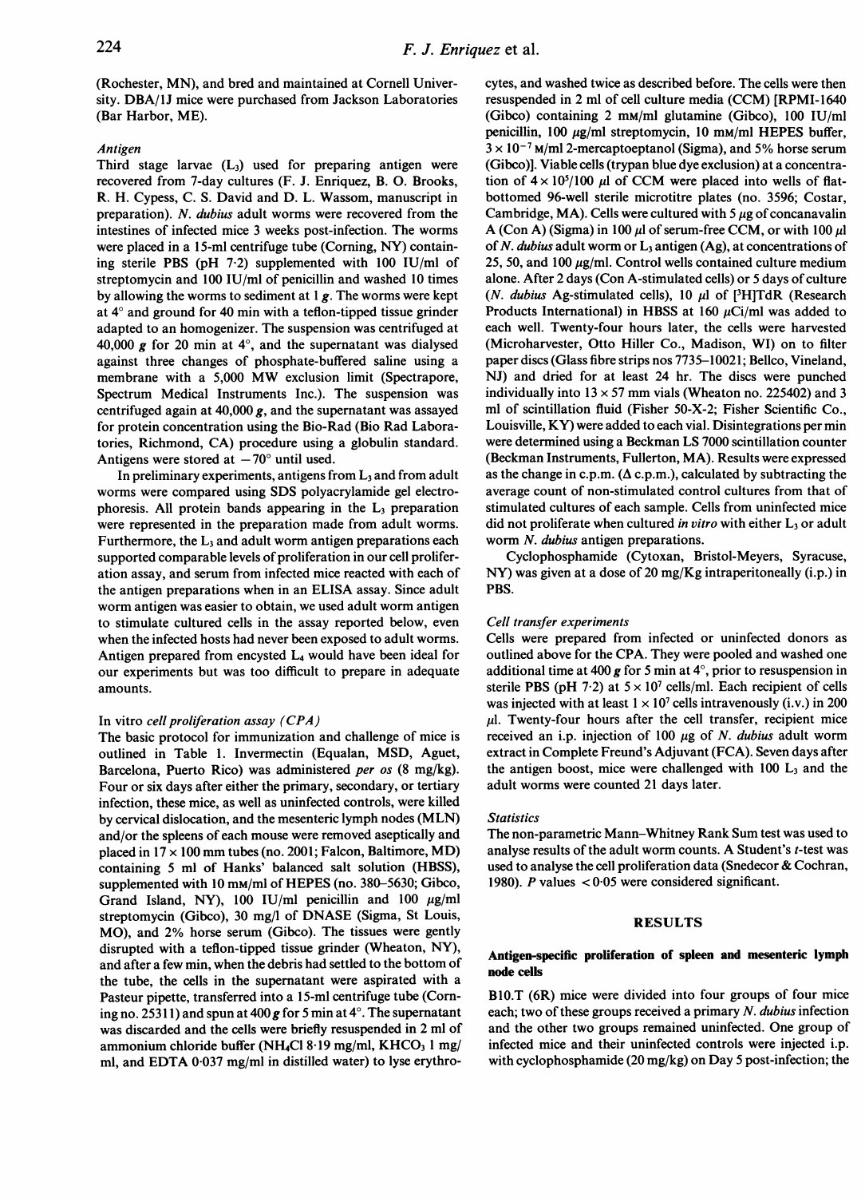(Rochester, MN), and bred and maintained at Cornell University. DBA/1J mice were purchased from Jackson Laboratories (Bar Harbor, ME).

### *Antigen*

Third stage larvae ($L_3$) used for preparing antigen were recovered from 7-day cultures (F. J. Enriquez, B. O. Brooks, R. H. Cypess, C. S. David and D. L. Wassom, manuscript in preparation). *N. dubius* adult worms were recovered from the intestines of infected mice 3 weeks post-infection. The worms were placed in a 15-ml centrifuge tube (Corning, NY) containing sterile PBS (pH 7·2) supplemented with 100 IU/ml of streptomycin and 100 IU/ml of penicillin and washed 10 times by allowing the worms to sediment at 1 *g*. The worms were kept at 4° and ground for 40 min with a teflon-tipped tissue grinder adapted to an homogenizer. The suspension was centrifuged at 40,000 *g* for 20 min at 4°, and the supernatant was dialysed against three changes of phosphate-buffered saline using a membrane with a 5,000 MW exclusion limit (Spectrapore, Spectrum Medical Instruments Inc.). The suspension was centrifuged again at 40,000 *g*, and the supernatant was assayed for protein concentration using the Bio-Rad (Bio Rad Laboratories, Richmond, CA) procedure using a globulin standard. Antigens were stored at −70° until used.

In preliminary experiments, antigens from $L_3$ and from adult worms were compared using SDS polyacrylamide gel electrophoresis. All protein bands appearing in the $L_3$ preparation were represented in the preparation made from adult worms. Furthermore, the $L_3$ and adult worm antigen preparations each supported comparable levels of proliferation in our cell proliferation assay, and serum from infected mice reacted with each of the antigen preparations when in an ELISA assay. Since adult worm antigen was easier to obtain, we used adult worm antigen to stimulate cultured cells in the assay reported below, even when the infected hosts had never been exposed to adult worms. Antigen prepared from encysted $L_4$ would have been ideal for our experiments but was too difficult to prepare in adequate amounts.

### In vitro *cell proliferation assay (CPA)*

The basic protocol for immunization and challenge of mice is outlined in Table 1. Invermectin (Equalan, MSD, Aguet, Barcelona, Puerto Rico) was administered *per os* (8 mg/kg). Four or six days after either the primary, secondary, or tertiary infection, these mice, as well as uninfected controls, were killed by cervical dislocation, and the mesenteric lymph nodes (MLN) and/or the spleens of each mouse were removed aseptically and placed in 17 × 100 mm tubes (no. 2001; Falcon, Baltimore, MD) containing 5 ml of Hanks' balanced salt solution (HBSS), supplemented with 10 mM/ml of HEPES (no. 380–5630; Gibco, Grand Island, NY), 100 IU/ml penicillin and 100 μg/ml streptomycin (Gibco), 30 mg/l of DNASE (Sigma, St Louis, MO), and 2% horse serum (Gibco). The tissues were gently disrupted with a teflon-tipped tissue grinder (Wheaton, NY), and after a few min, when the debris had settled to the bottom of the tube, the cells in the supernatant were aspirated with a Pasteur pipette, transferred into a 15-ml centrifuge tube (Corning no. 25311) and spun at 400 *g* for 5 min at 4°. The supernatant was discarded and the cells were briefly resuspended in 2 ml of ammonium chloride buffer ($NH_4Cl$ 8·19 mg/ml, $KHCO_3$ 1 mg/ml, and EDTA 0·037 mg/ml in distilled water) to lyse erythrocytes, and washed twice as described before. The cells were then resuspended in 2 ml of cell culture media (CCM) [RPMI-1640 (Gibco) containing 2 mM/ml glutamine (Gibco), 100 IU/ml penicillin, 100 μg/ml streptomycin, 10 mM/ml HEPES buffer, $3 \times 10^{-7}$ M/ml 2-mercaptoeptanol (Sigma), and 5% horse serum (Gibco)]. Viable cells (trypan blue dye exclusion) at a concentration of $4 \times 10^5$/100 μl of CCM were placed into wells of flat-bottomed 96-well sterile microtitre plates (no. 3596; Costar, Cambridge, MA). Cells were cultured with 5 μg of concanavalin A (Con A) (Sigma) in 100 μl of serum-free CCM, or with 100 μl of *N. dubius* adult worm or $L_3$ antigen (Ag), at concentrations of 25, 50, and 100 μg/ml. Control wells contained culture medium alone. After 2 days (Con A-stimulated cells) or 5 days of culture (*N. dubius* Ag-stimulated cells), 10 μl of [$^3$H]TdR (Research Products International) in HBSS at 160 μCi/ml was added to each well. Twenty-four hours later, the cells were harvested (Microharvester, Otto Hiller Co., Madison, WI) on to filter paper discs (Glass fibre strips nos 7735–10021; Bellco, Vineland, NJ) and dried for at least 24 hr. The discs were punched individually into 13 × 57 mm vials (Wheaton no. 225402) and 3 ml of scintillation fluid (Fisher 50-X-2; Fisher Scientific Co., Louisville, KY) were added to each vial. Disintegrations per min were determined using a Beckman LS 7000 scintillation counter (Beckman Instruments, Fullerton, MA). Results were expressed as the change in c.p.m. (Δ c.p.m.), calculated by subtracting the average count of non-stimulated control cultures from that of stimulated cultures of each sample. Cells from uninfected mice did not proliferate when cultured *in vitro* with either $L_3$ or adult worm *N. dubius* antigen preparations.

Cyclophosphamide (Cytoxan, Bristol-Meyers, Syracuse, NY) was given at a dose of 20 mg/Kg intraperitoneally (i.p.) in PBS.

### *Cell transfer experiments*

Cells were prepared from infected or uninfected donors as outlined above for the CPA. These were pooled and washed one additional time at 400 *g* for 5 min at 4°, prior to resuspension in sterile PBS (pH 7·2) at $5 \times 10^7$ cells/ml. Each recipient of cells was injected with at least $1 \times 10^7$ cells intravenously (i.v.) in 200 μl. Twenty-four hours after the cell transfer, recipient mice received an i.p. injection of 100 μg of *N. dubius* adult worm extract in Complete Freund's Adjuvant (FCA). Seven days after the antigen boost, mice were challenged with 100 $L_3$ and the adult worms were counted 21 days later.

### *Statistics*

The non-parametric Mann–Whitney Rank Sum test was used to analyse results of the adult worm counts. A Student's *t*-test was used to analyse the cell proliferation data (Snedecor & Cochran, 1980). *P* values < 0·05 were considered significant.

## RESULTS

### Antigen-specific proliferation of spleen and mesenteric lymph node cells

B10.T (6R) mice were divided into four groups of four mice each; two of these groups received a primary *N. dubius* infection and the other two groups remained uninfected. One group of infected mice and their uninfected controls were injected i.p. with cyclophosphamide (20 mg/kg) on Day 5 post-infection; the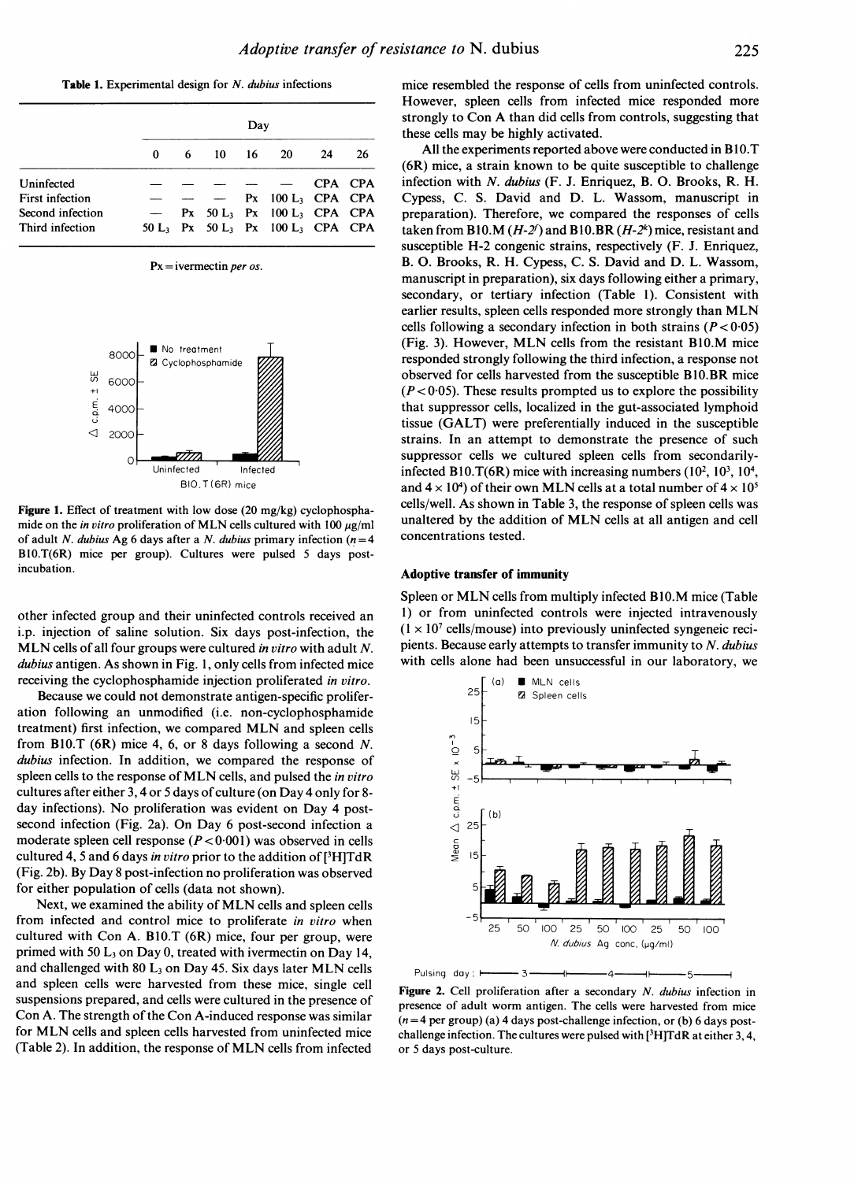**Table 1.** Experimental design for *N. dubius* infections

| | Day | | | | | | |
|---|---|---|---|---|---|---|---|
| | 0 | 6 | 10 | 16 | 20 | 24 | 26 |
| Uninfected | — | — | — | — | — | CPA | CPA |
| First infection | — | — | — | Px | 100 $L_3$ | CPA | CPA |
| Second infection | — | Px | 50 $L_3$ | Px | 100 $L_3$ | CPA | CPA |
| Third infection | 50 $L_3$ | Px | 50 $L_3$ | Px | 100 $L_3$ | CPA | CPA |

Px = ivermectin *per os*.

**Figure 1.** Effect of treatment with low dose (20 mg/kg) cyclophosphamide on the *in vitro* proliferation of MLN cells cultured with 100 μg/ml of adult *N. dubius* Ag 6 days after a *N. dubius* primary infection ($n = 4$ B10.T(6R) mice per group). Cultures were pulsed 5 days post-incubation.

other infected group and their uninfected controls received an i.p. injection of saline solution. Six days post-infection, the MLN cells of all four groups were cultured *in vitro* with adult *N. dubius* antigen. As shown in Fig. 1, only cells from infected mice receiving the cyclophosphamide injection proliferated *in vitro*.

Because we could not demonstrate antigen-specific proliferation following an unmodified (i.e. non-cyclophosphamide treatment) first infection, we compared MLN and spleen cells from B10.T (6R) mice 4, 6, or 8 days following a second *N. dubius* infection. In addition, we compared the response of spleen cells to the response of MLN cells, and pulsed the *in vitro* cultures after either 3, 4 or 5 days of culture (on Day 4 only for 8-day infections). No proliferation was evident on Day 4 post-second infection (Fig. 2a). On Day 6 post-second infection a moderate spleen cell response ($P < 0.001$) was observed in cells cultured 4, 5 and 6 days *in vitro* prior to the addition of [$^3$H]TdR (Fig. 2b). By Day 8 post-infection no proliferation was observed for either population of cells (data not shown).

Next, we examined the ability of MLN cells and spleen cells from infected and control mice to proliferate *in vitro* when cultured with Con A. B10.T (6R) mice, four per group, were primed with 50 $L_3$ on Day 0, treated with ivermectin on Day 14, and challenged with 80 $L_3$ on Day 45. Six days later MLN cells and spleen cells were harvested from these mice, single cell suspensions prepared, and cells were cultured in the presence of Con A. The strength of the Con A-induced response was similar for MLN cells and spleen cells harvested from uninfected mice (Table 2). In addition, the response of MLN cells from infected mice resembled the response of cells from uninfected controls. However, spleen cells from infected mice responded more strongly to Con A than did cells from controls, suggesting that these cells may be highly activated.

All the experiments reported above were conducted in B10.T (6R) mice, a strain known to be quite susceptible to challenge infection with *N. dubius* (F. J. Enriquez, B. O. Brooks, R. H. Cypess, C. S. David and D. L. Wassom, manuscript in preparation). Therefore, we compared the responses of cells taken from B10.M (*H-2$^f$*) and B10.BR (*H-2$^k$*) mice, resistant and susceptible H-2 congenic strains, respectively (F. J. Enriquez, B. O. Brooks, R. H. Cypess, C. S. David and D. L. Wassom, manuscript in preparation), six days following either a primary, secondary, or tertiary infection (Table 1). Consistent with earlier results, spleen cells responded more strongly than MLN cells following a secondary infection in both strains ($P < 0.05$) (Fig. 3). However, MLN cells from the resistant B10.M mice responded strongly following the third infection, a response not observed for cells harvested from the susceptible B10.BR mice ($P < 0.05$). These results prompted us to explore the possibility that suppressor cells, localized in the gut-associated lymphoid tissue (GALT) were preferentially induced in the susceptible strains. In an attempt to demonstrate the presence of such suppressor cells we cultured spleen cells from secondarily-infected B10.T(6R) mice with increasing numbers ($10^2$, $10^3$, $10^4$, and $4 \times 10^4$) of their own MLN cells at a total number of $4 \times 10^5$ cells/well. As shown in Table 3, the response of spleen cells was unaltered by the addition of MLN cells at all antigen and cell concentrations tested.

### Adoptive transfer of immunity

Spleen or MLN cells from multiply infected B10.M mice (Table 1) or from uninfected controls were injected intravenously ($1 \times 10^7$ cells/mouse) into previously uninfected syngeneic recipients. Because early attempts to transfer immunity to *N. dubius* with cells alone had been unsuccessful in our laboratory, we

**Figure 2.** Cell proliferation after a secondary *N. dubius* infection in presence of adult worm antigen. The cells were harvested from mice ($n = 4$ per group) (a) 4 days post-challenge infection, or (b) 6 days post-challenge infection. The cultures were pulsed with [$^3$H]TdR at either 3, 4, or 5 days post-culture.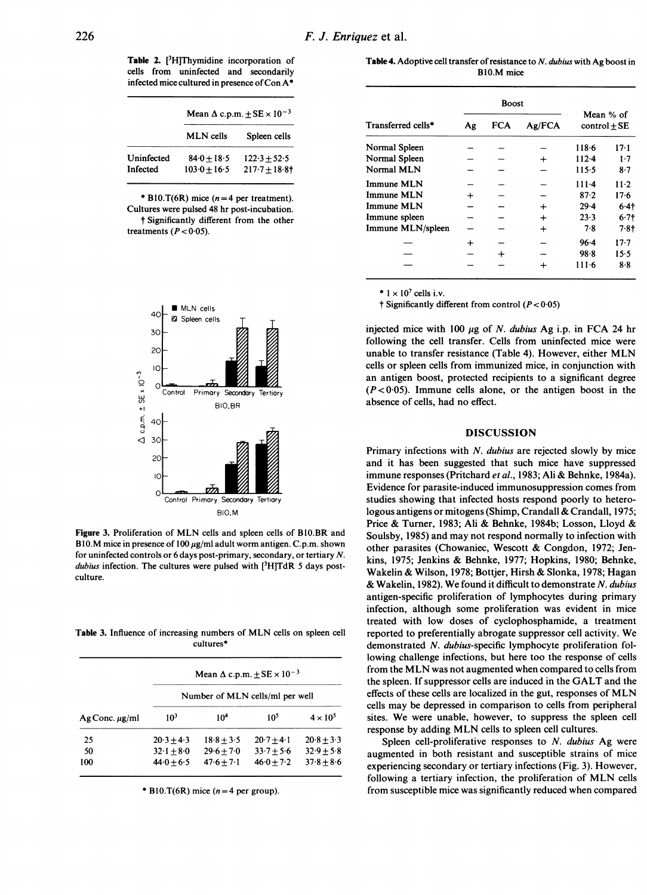**Table 2.** [$^3$H]Thymidine incorporation of cells from uninfected and secondarily infected mice cultured in presence of Con A*

| | Mean Δ c.p.m. ± SE × $10^{-3}$ | |
|---|---|---|
| | MLN cells | Spleen cells |
| Uninfected | 84·0 ± 18·5 | 122·3 ± 52·5 |
| Infected | 103·0 ± 16·5 | 217·7 ± 18·8† |

\* B10.T(6R) mice (n = 4 per treatment). Cultures were pulsed 48 hr post-incubation.
† Significantly different from the other treatments (P < 0·05).

Figure 3. Proliferation of MLN cells and spleen cells of B10.BR and B10.M mice in presence of 100 µg/ml adult worm antigen. C.p.m. shown for uninfected controls or 6 days post-primary, secondary, or tertiary *N. dubius* infection. The cultures were pulsed with [$^3$H]TdR 5 days post-culture.

**Table 3.** Influence of increasing numbers of MLN cells on spleen cell cultures*

| | Mean Δ c.p.m. ± SE × $10^{-3}$ | | | |
|---|---|---|---|---|
| | Number of MLN cells/ml per well | | | |
| Ag Conc. µg/ml | $10^3$ | $10^4$ | $10^5$ | $4 \times 10^5$ |
| 25 | 20·3 ± 4·3 | 18·8 ± 3·5 | 20·7 ± 4·1 | 20·8 ± 3·3 |
| 50 | 32·1 ± 8·0 | 29·6 ± 7·0 | 33·7 ± 5·6 | 32·9 ± 5·8 |
| 100 | 44·0 ± 6·5 | 47·6 ± 7·1 | 46·0 ± 7·2 | 37·8 ± 8·6 |

\* B10.T(6R) mice (n = 4 per group).

**Table 4.** Adoptive cell transfer of resistance to *N. dubius* with Ag boost in B10.M mice

| | Boost | | | Mean % of | |
|---|---|---|---|---|---|
| Transferred cells* | Ag | FCA | Ag/FCA | control ± SE | |
| Normal Spleen | − | − | − | 118·6 | 17·1 |
| Normal Spleen | − | − | + | 112·4 | 1·7 |
| Normal MLN | − | − | − | 115·5 | 8·7 |
| Immune MLN | − | − | − | 111·4 | 11·2 |
| Immune MLN | + | − | − | 87·2 | 17·6 |
| Immune MLN | − | − | + | 29·4 | 6·4† |
| Immune spleen | − | − | + | 23·3 | 6·7† |
| Immune MLN/spleen | − | − | + | 7·8 | 7·8† |
| — | + | − | − | 96·4 | 17·7 |
| — | − | + | − | 98·8 | 15·5 |
| — | − | − | + | 111·6 | 8·8 |

\* 1 × $10^7$ cells i.v.
† Significantly different from control (P < 0·05)

injected mice with 100 µg of *N. dubius* Ag i.p. in FCA 24 hr following the cell transfer. Cells from uninfected mice were unable to transfer resistance (Table 4). However, either MLN cells or spleen cells from immunized mice, in conjunction with an antigen boost, protected recipients to a significant degree (P < 0·05). Immune cells alone, or the antigen boost in the absence of cells, had no effect.

## DISCUSSION

Primary infections with *N. dubius* are rejected slowly by mice and it has been suggested that such mice have suppressed immune responses (Pritchard *et al.*, 1983; Ali & Behnke, 1984a). Evidence for parasite-induced immunosuppression comes from studies showing that infected hosts respond poorly to heterologous antigens or mitogens (Shimp, Crandall & Crandall, 1975; Price & Turner, 1983; Ali & Behnke, 1984b; Losson, Lloyd & Soulsby, 1985) and may not respond normally to infection with other parasites (Chowaniec, Wescott & Congdon, 1972; Jenkins, 1975; Jenkins & Behnke, 1977; Hopkins, 1980; Behnke, Wakelin & Wilson, 1978; Bottjer, Hirsh & Slonka, 1978; Hagan & Wakelin, 1982). We found it difficult to demonstrate *N. dubius* antigen-specific proliferation of lymphocytes during primary infection, although some proliferation was evident in mice treated with low doses of cyclophosphamide, a treatment reported to preferentially abrogate suppressor cell activity. We demonstrated *N. dubius*-specific lymphocyte proliferation following challenge infections, but here too the response of cells from the MLN was not augmented when compared to cells from the spleen. If suppressor cells are induced in the GALT and the effects of these cells are localized in the gut, responses of MLN cells may be depressed in comparison to cells from peripheral sites. We were unable, however, to suppress the spleen cell response by adding MLN cells to spleen cell cultures.

Spleen cell-proliferative responses to *N. dubius* Ag were augmented in both resistant and susceptible strains of mice experiencing secondary or tertiary infections (Fig. 3). However, following a tertiary infection, the proliferation of MLN cells from susceptible mice was significantly reduced when compared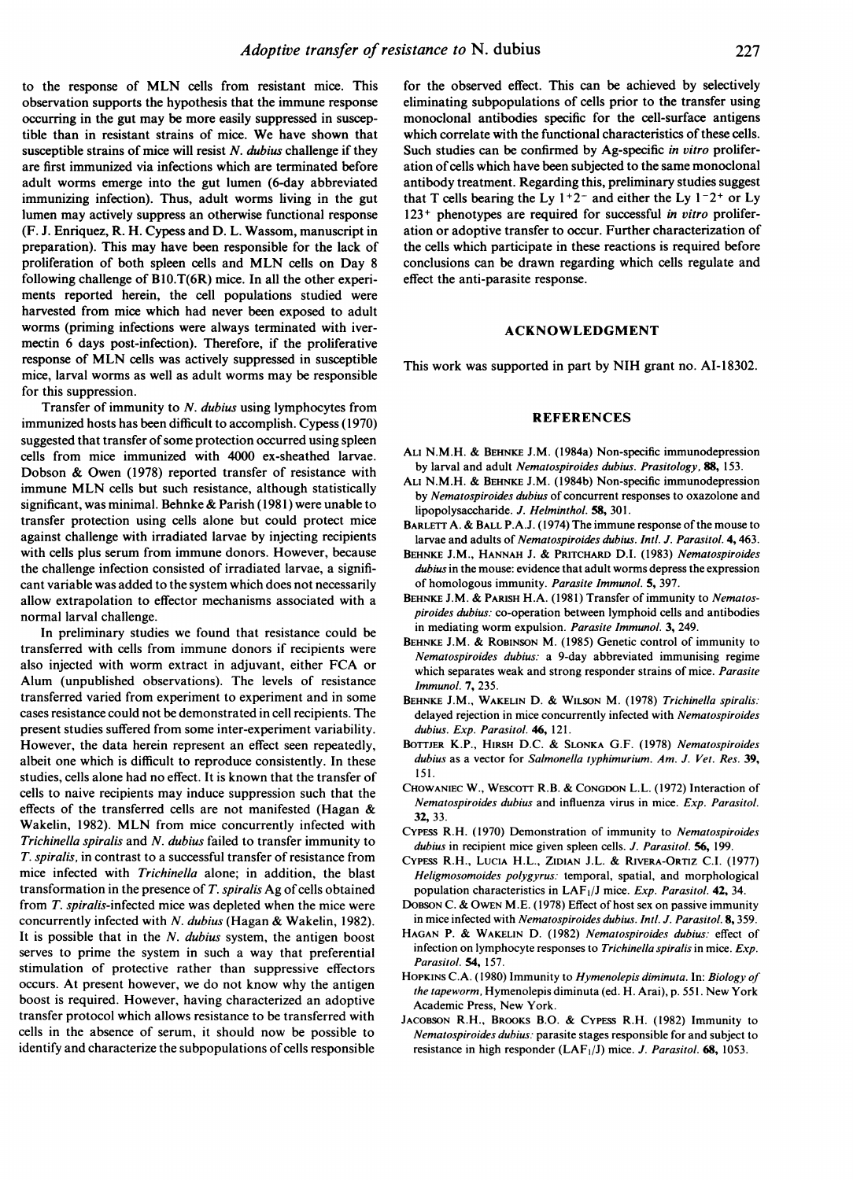to the response of MLN cells from resistant mice. This observation supports the hypothesis that the immune response occurring in the gut may be more easily suppressed in susceptible than in resistant strains of mice. We have shown that susceptible strains of mice will resist *N. dubius* challenge if they are first immunized via infections which are terminated before adult worms emerge into the gut lumen (6-day abbreviated immunizing infection). Thus, adult worms living in the gut lumen may actively suppress an otherwise functional response (F. J. Enriquez, R. H. Cypess and D. L. Wassom, manuscript in preparation). This may have been responsible for the lack of proliferation of both spleen cells and MLN cells on Day 8 following challenge of B10.T(6R) mice. In all the other experiments reported herein, the cell populations studied were harvested from mice which had never been exposed to adult worms (priming infections were always terminated with ivermectin 6 days post-infection). Therefore, if the proliferative response of MLN cells was actively suppressed in susceptible mice, larval worms as well as adult worms may be responsible for this suppression.

Transfer of immunity to *N. dubius* using lymphocytes from immunized hosts has been difficult to accomplish. Cypess (1970) suggested that transfer of some protection occurred using spleen cells from mice immunized with 4000 ex-sheathed larvae. Dobson & Owen (1978) reported transfer of resistance with immune MLN cells but such resistance, although statistically significant, was minimal. Behnke & Parish (1981) were unable to transfer protection using cells alone but could protect mice against challenge with irradiated larvae by injecting recipients with cells plus serum from immune donors. However, because the challenge infection consisted of irradiated larvae, a significant variable was added to the system which does not necessarily allow extrapolation to effector mechanisms associated with a normal larval challenge.

In preliminary studies we found that resistance could be transferred with cells from immune donors if recipients were also injected with worm extract in adjuvant, either FCA or Alum (unpublished observations). The levels of resistance transferred varied from experiment to experiment and in some cases resistance could not be demonstrated in cell recipients. The present studies suffered from some inter-experiment variability. However, the data herein represent an effect seen repeatedly, albeit one which is difficult to reproduce consistently. In these studies, cells alone had no effect. It is known that the transfer of cells to naive recipients may induce suppression such that the effects of the transferred cells are not manifested (Hagan & Wakelin, 1982). MLN from mice concurrently infected with *Trichinella spiralis* and *N. dubius* failed to transfer immunity to *T. spiralis*, in contrast to a successful transfer of resistance from mice infected with *Trichinella* alone; in addition, the blast transformation in the presence of *T. spiralis* Ag of cells obtained from *T. spiralis*-infected mice was depleted when the mice were concurrently infected with *N. dubius* (Hagan & Wakelin, 1982). It is possible that in the *N. dubius* system, the antigen boost serves to prime the system in such a way that preferential stimulation of protective rather than suppressive effectors occurs. At present however, we do not know why the antigen boost is required. However, having characterized an adoptive transfer protocol which allows resistance to be transferred with cells in the absence of serum, it should now be possible to identify and characterize the subpopulations of cells responsible for the observed effect. This can be achieved by selectively eliminating subpopulations of cells prior to the transfer using monoclonal antibodies specific for the cell-surface antigens which correlate with the functional characteristics of these cells. Such studies can be confirmed by Ag-specific *in vitro* proliferation of cells which have been subjected to the same monoclonal antibody treatment. Regarding this, preliminary studies suggest that T cells bearing the Ly $1^+2^-$ and either the Ly $1^-2^+$ or Ly $123^+$ phenotypes are required for successful *in vitro* proliferation or adoptive transfer to occur. Further characterization of the cells which participate in these reactions is required before conclusions can be drawn regarding which cells regulate and effect the anti-parasite response.

## ACKNOWLEDGMENT

This work was supported in part by NIH grant no. AI-18302.

## REFERENCES

Ali N.M.H. & Behnke J.M. (1984a) Non-specific immunodepression by larval and adult *Nematospiroides dubius*. *Prasitology*, **88**, 153.

Ali N.M.H. & Behnke J.M. (1984b) Non-specific immunodepression by *Nematospiroides dubius* of concurrent responses to oxazolone and lipopolysaccharide. *J. Helminthol.* **58**, 301.

Barlett A. & Ball P.A.J. (1974) The immune response of the mouse to larvae and adults of *Nematospiroides dubius*. *Intl. J. Parasitol.* **4**, 463.

Behnke J.M., Hannah J. & Pritchard D.I. (1983) *Nematospiroides dubius* in the mouse: evidence that adult worms depress the expression of homologous immunity. *Parasite Immunol.* **5**, 397.

Behnke J.M. & Parish H.A. (1981) Transfer of immunity to *Nematospiroides dubius*: co-operation between lymphoid cells and antibodies in mediating worm expulsion. *Parasite Immunol.* **3**, 249.

Behnke J.M. & Robinson M. (1985) Genetic control of immunity to *Nematospiroides dubius*: a 9-day abbreviated immunising regime which separates weak and strong responder strains of mice. *Parasite Immunol.* **7**, 235.

Behnke J.M., Wakelin D. & Wilson M. (1978) *Trichinella spiralis*: delayed rejection in mice concurrently infected with *Nematospiroides dubius*. *Exp. Parasitol.* **46**, 121.

Bottjer K.P., Hirsh D.C. & Slonka G.F. (1978) *Nematospiroides dubius* as a vector for *Salmonella typhimurium*. *Am. J. Vet. Res.* **39**, 151.

Chowaniec W., Wescott R.B. & Congdon L.L. (1972) Interaction of *Nematospiroides dubius* and influenza virus in mice. *Exp. Parasitol.* **32**, 33.

Cypess R.H. (1970) Demonstration of immunity to *Nematospiroides dubius* in recipient mice given spleen cells. *J. Parasitol.* **56**, 199.

Cypess R.H., Lucia H.L., Zidian J.L. & Rivera-Ortiz C.I. (1977) *Heligmosomoides polygyrus*: temporal, spatial, and morphological population characteristics in $LAF_1/J$ mice. *Exp. Parasitol.* **42**, 34.

Dobson C. & Owen M.E. (1978) Effect of host sex on passive immunity in mice infected with *Nematospiroides dubius*. *Intl. J. Parasitol.* **8**, 359.

Hagan P. & Wakelin D. (1982) *Nematospiroides dubius*: effect of infection on lymphocyte responses to *Trichinella spiralis* in mice. *Exp. Parasitol.* **54**, 157.

Hopkins C.A. (1980) Immunity to *Hymenolepis diminuta*. In: *Biology of the tapeworm*, Hymenolepis diminuta (ed. H. Arai), p. 551. New York Academic Press, New York.

Jacobson R.H., Brooks B.O. & Cypess R.H. (1982) Immunity to *Nematospiroides dubius*: parasite stages responsible for and subject to resistance in high responder ($LAF_1/J$) mice. *J. Parasitol.* **68**, 1053.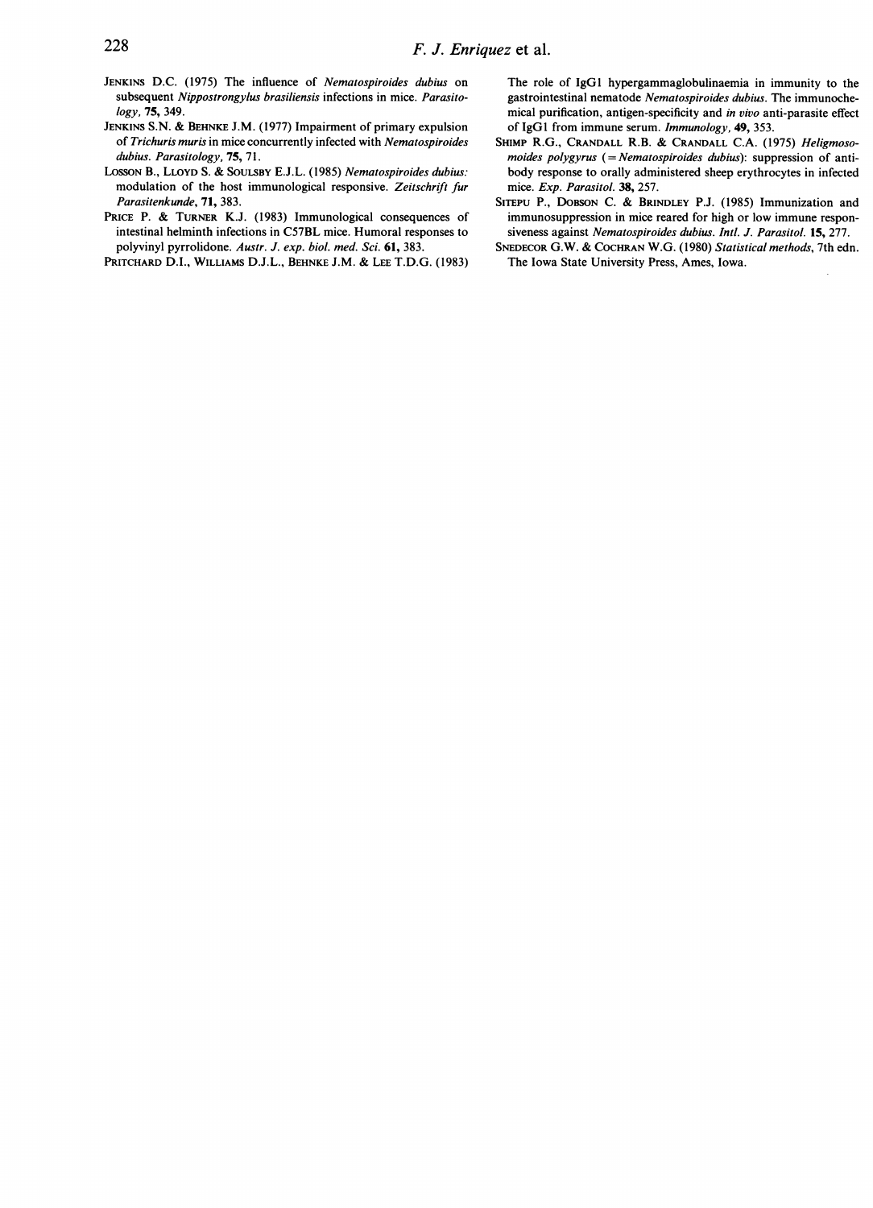JENKINS D.C. (1975) The influence of *Nematospiroides dubius* on subsequent *Nippostrongylus brasiliensis* infections in mice. *Parasitology*, **75**, 349.

JENKINS S.N. & BEHNKE J.M. (1977) Impairment of primary expulsion of *Trichuris muris* in mice concurrently infected with *Nematospiroides dubius*. *Parasitology*, **75**, 71.

LOSSON B., LLOYD S. & SOULSBY E.J.L. (1985) *Nematospiroides dubius*: modulation of the host immunological responsive. *Zeitschrift fur Parasitenkunde*, **71**, 383.

PRICE P. & TURNER K.J. (1983) Immunological consequences of intestinal helminth infections in C57BL mice. Humoral responses to polyvinyl pyrrolidone. *Austr. J. exp. biol. med. Sci.* **61**, 383.

PRITCHARD D.I., WILLIAMS D.J.L., BEHNKE J.M. & LEE T.D.G. (1983) The role of IgG1 hypergammaglobulinaemia in immunity to the gastrointestinal nematode *Nematospiroides dubius*. The immunochemical purification, antigen-specificity and *in vivo* anti-parasite effect of IgG1 from immune serum. *Immunology*, **49**, 353.

SHIMP R.G., CRANDALL R.B. & CRANDALL C.A. (1975) *Heligmosomoides polygyrus* (=*Nematospiroides dubius*): suppression of antibody response to orally administered sheep erythrocytes in infected mice. *Exp. Parasitol.* **38**, 257.

SITEPU P., DOBSON C. & BRINDLEY P.J. (1985) Immunization and immunosuppression in mice reared for high or low immune responsiveness against *Nematospiroides dubius*. *Intl. J. Parasitol.* **15**, 277.

SNEDECOR G.W. & COCHRAN W.G. (1980) *Statistical methods*, 7th edn. The Iowa State University Press, Ames, Iowa.